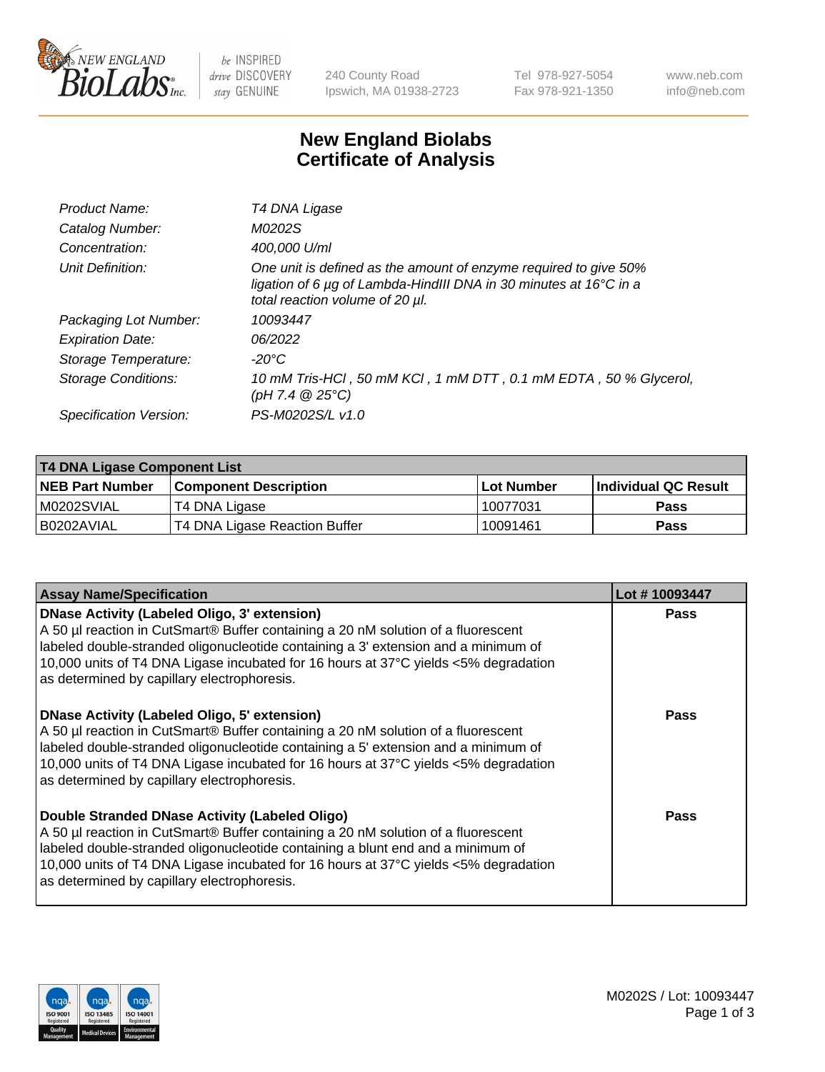# New England Biolabs
# Certificate of Analysis

| | |
|---|---|
| *Product Name:* | *T4 DNA Ligase* |
| *Catalog Number:* | *M0202S* |
| *Concentration:* | *400,000 U/ml* |
| *Unit Definition:* | *One unit is defined as the amount of enzyme required to give 50% ligation of 6 µg of Lambda-HindIII DNA in 30 minutes at 16°C in a total reaction volume of 20 µl.* |
| *Packaging Lot Number:* | *10093447* |
| *Expiration Date:* | *06/2022* |
| *Storage Temperature:* | *-20°C* |
| *Storage Conditions:* | *10 mM Tris-HCl , 50 mM KCl , 1 mM DTT , 0.1 mM EDTA , 50 % Glycerol, (pH 7.4 @ 25°C)* |
| *Specification Version:* | *PS-M0202S/L v1.0* |

**T4 DNA Ligase Component List**

| NEB Part Number | Component Description | Lot Number | Individual QC Result |
|---|---|---|---|
| M0202SVIAL | T4 DNA Ligase | 10077031 | Pass |
| B0202AVIAL | T4 DNA Ligase Reaction Buffer | 10091461 | Pass |

| Assay Name/Specification | Lot # 10093447 |
|---|---|
| **DNase Activity (Labeled Oligo, 3' extension)** A 50 µl reaction in CutSmart® Buffer containing a 20 nM solution of a fluorescent labeled double-stranded oligonucleotide containing a 3' extension and a minimum of 10,000 units of T4 DNA Ligase incubated for 16 hours at 37°C yields <5% degradation as determined by capillary electrophoresis. | Pass |
| **DNase Activity (Labeled Oligo, 5' extension)** A 50 µl reaction in CutSmart® Buffer containing a 20 nM solution of a fluorescent labeled double-stranded oligonucleotide containing a 5' extension and a minimum of 10,000 units of T4 DNA Ligase incubated for 16 hours at 37°C yields <5% degradation as determined by capillary electrophoresis. | Pass |
| **Double Stranded DNase Activity (Labeled Oligo)** A 50 µl reaction in CutSmart® Buffer containing a 20 nM solution of a fluorescent labeled double-stranded oligonucleotide containing a blunt end and a minimum of 10,000 units of T4 DNA Ligase incubated for 16 hours at 37°C yields <5% degradation as determined by capillary electrophoresis. | Pass |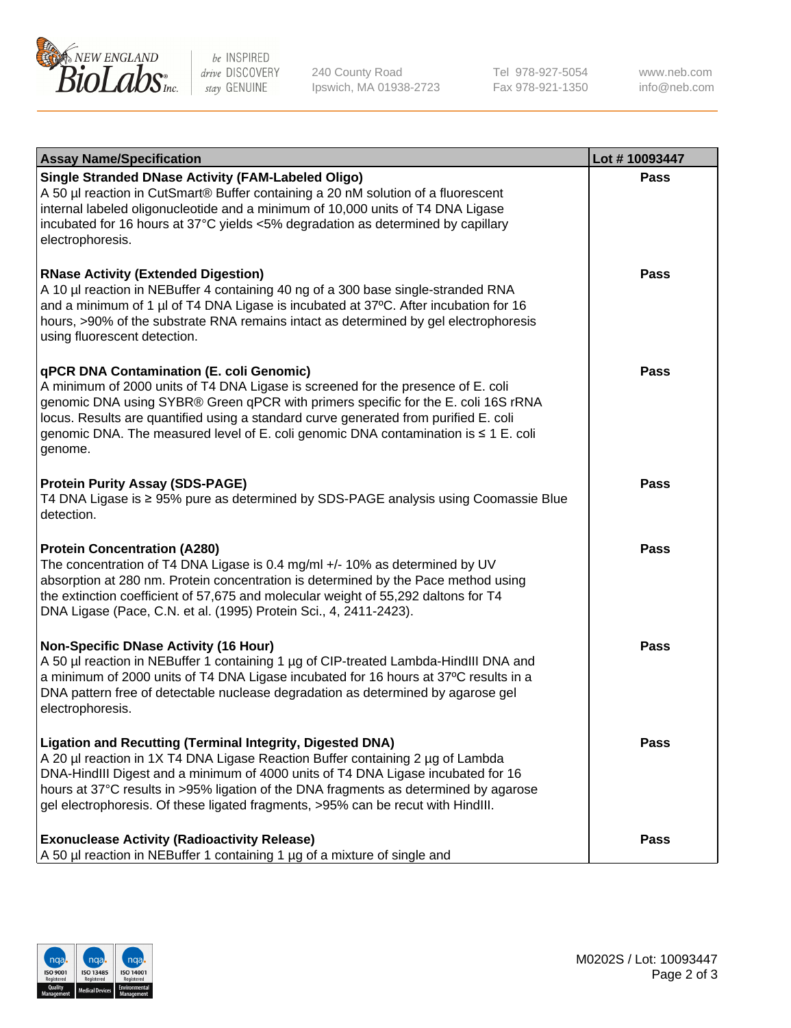| Assay Name/Specification | Lot # 10093447 |
| --- | --- |
| **Single Stranded DNase Activity (FAM-Labeled Oligo)**<br>A 50 µl reaction in CutSmart® Buffer containing a 20 nM solution of a fluorescent internal labeled oligonucleotide and a minimum of 10,000 units of T4 DNA Ligase incubated for 16 hours at 37°C yields <5% degradation as determined by capillary electrophoresis. | Pass |
| **RNase Activity (Extended Digestion)**<br>A 10 µl reaction in NEBuffer 4 containing 40 ng of a 300 base single-stranded RNA and a minimum of 1 µl of T4 DNA Ligase is incubated at 37ºC. After incubation for 16 hours, >90% of the substrate RNA remains intact as determined by gel electrophoresis using fluorescent detection. | Pass |
| **qPCR DNA Contamination (E. coli Genomic)**<br>A minimum of 2000 units of T4 DNA Ligase is screened for the presence of E. coli genomic DNA using SYBR® Green qPCR with primers specific for the E. coli 16S rRNA locus. Results are quantified using a standard curve generated from purified E. coli genomic DNA. The measured level of E. coli genomic DNA contamination is ≤ 1 E. coli genome. | Pass |
| **Protein Purity Assay (SDS-PAGE)**<br>T4 DNA Ligase is ≥ 95% pure as determined by SDS-PAGE analysis using Coomassie Blue detection. | Pass |
| **Protein Concentration (A280)**<br>The concentration of T4 DNA Ligase is 0.4 mg/ml +/- 10% as determined by UV absorption at 280 nm. Protein concentration is determined by the Pace method using the extinction coefficient of 57,675 and molecular weight of 55,292 daltons for T4 DNA Ligase (Pace, C.N. et al. (1995) Protein Sci., 4, 2411-2423). | Pass |
| **Non-Specific DNase Activity (16 Hour)**<br>A 50 µl reaction in NEBuffer 1 containing 1 µg of CIP-treated Lambda-HindIII DNA and a minimum of 2000 units of T4 DNA Ligase incubated for 16 hours at 37ºC results in a DNA pattern free of detectable nuclease degradation as determined by agarose gel electrophoresis. | Pass |
| **Ligation and Recutting (Terminal Integrity, Digested DNA)**<br>A 20 µl reaction in 1X T4 DNA Ligase Reaction Buffer containing 2 µg of Lambda DNA-HindIII Digest and a minimum of 4000 units of T4 DNA Ligase incubated for 16 hours at 37°C results in >95% ligation of the DNA fragments as determined by agarose gel electrophoresis. Of these ligated fragments, >95% can be recut with HindIII. | Pass |
| **Exonuclease Activity (Radioactivity Release)**<br>A 50 µl reaction in NEBuffer 1 containing 1 µg of a mixture of single and | Pass |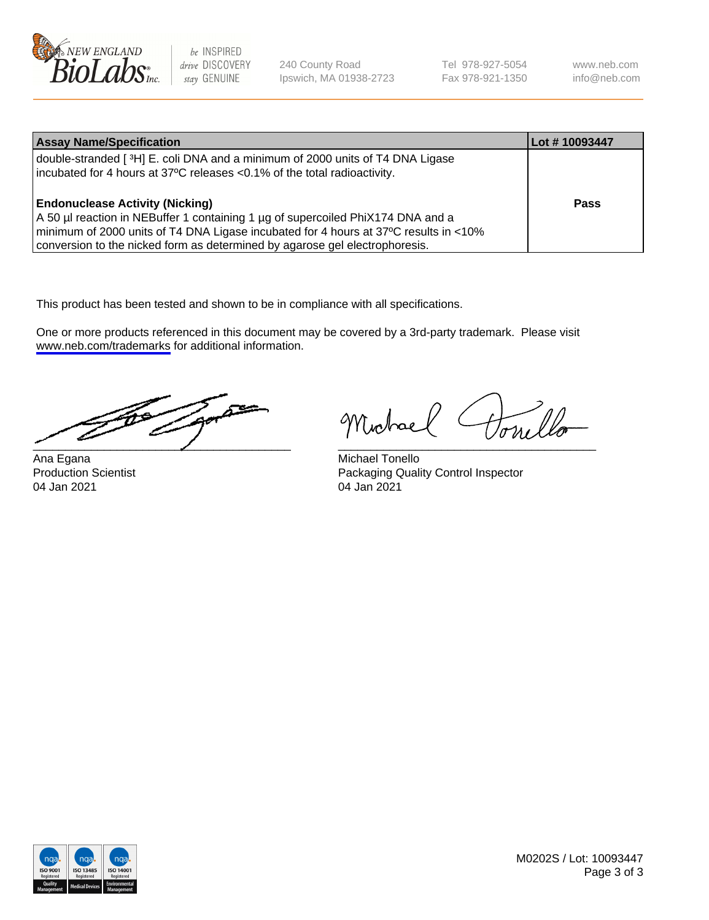| Assay Name/Specification | Lot # 10093447 |
| --- | --- |
| double-stranded [ $^3$H] E. coli DNA and a minimum of 2000 units of T4 DNA Ligase incubated for 4 hours at 37ºC releases <0.1% of the total radioactivity. | |
| **Endonuclease Activity (Nicking)**<br>A 50 µl reaction in NEBuffer 1 containing 1 µg of supercoiled PhiX174 DNA and a minimum of 2000 units of T4 DNA Ligase incubated for 4 hours at 37ºC results in <10% conversion to the nicked form as determined by agarose gel electrophoresis. | **Pass** |

This product has been tested and shown to be in compliance with all specifications.

One or more products referenced in this document may be covered by a 3rd-party trademark. Please visit www.neb.com/trademarks for additional information.

Ana Egana
Production Scientist
04 Jan 2021

Michael Tonello
Packaging Quality Control Inspector
04 Jan 2021

M0202S / Lot: 10093447